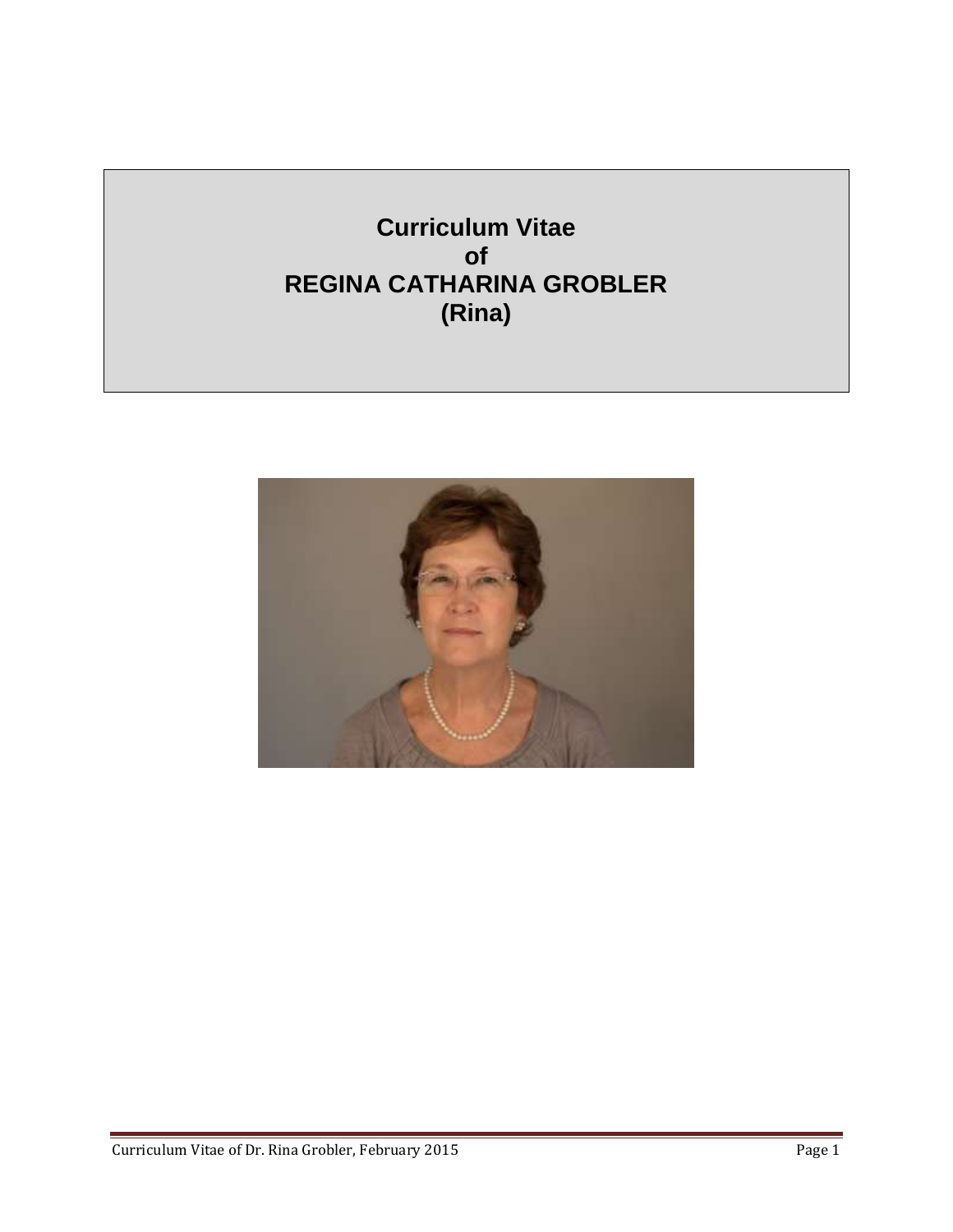# Curriculum Vitae
# of
# REGINA CATHARINA GROBLER
# (Rina)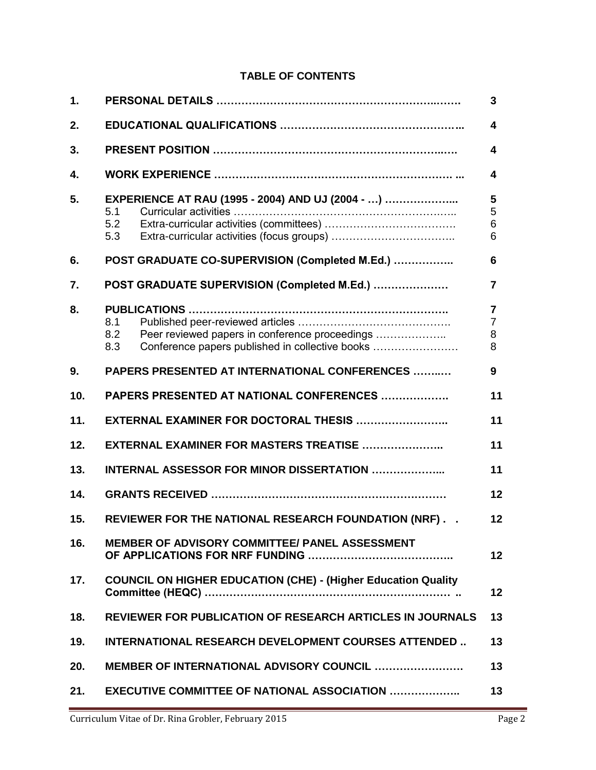## TABLE OF CONTENTS

| | | |
|---|---|---|
| **1.** | **PERSONAL DETAILS ……………………………………………………..…….** | **3** |
| **2.** | **EDUCATIONAL QUALIFICATIONS …………….…………………………..** | **4** |
| **3.** | **PRESENT POSITION ………………………………………………..….** | **4** |
| **4.** | **WORK EXPERIENCE ……….…………………………………………. ...** | **4** |
| **5.** | **EXPERIENCE AT RAU (1995 - 2004) AND UJ (2004 - …) ………………...** | **5** |
| | 5.1 Curricular activities …………………………………………………….. | 5 |
| | 5.2 Extra-curricular activities (committees) ………………………………. | 6 |
| | 5.3 Extra-curricular activities (focus groups) …………………………….. | 6 |
| **6.** | **POST GRADUATE CO-SUPERVISION (Completed M.Ed.) ……………..** | **6** |
| **7.** | **POST GRADUATE SUPERVISION (Completed M.Ed.) …………………** | **7** |
| **8.** | **PUBLICATIONS ……………………………………………………………….** | **7** |
| | 8.1 Published peer-reviewed articles ……………………………………. | 7 |
| | 8.2 Peer reviewed papers in conference proceedings ……………….. | 8 |
| | 8.3 Conference papers published in collective books …………………… | 8 |
| **9.** | **PAPERS PRESENTED AT INTERNATIONAL CONFERENCES ……..…** | **9** |
| **10.** | **PAPERS PRESENTED AT NATIONAL CONFERENCES ……………….** | **11** |
| **11.** | **EXTERNAL EXAMINER FOR DOCTORAL THESIS ……………………..** | **11** |
| **12.** | **EXTERNAL EXAMINER FOR MASTERS TREATISE …………………..** | **11** |
| **13.** | **INTERNAL ASSESSOR FOR MINOR DISSERTATION ………………...** | **11** |
| **14.** | **GRANTS RECEIVED …………………………………………………………** | **12** |
| **15.** | **REVIEWER FOR THE NATIONAL RESEARCH FOUNDATION (NRF) . .** | **12** |
| **16.** | **MEMBER OF ADVISORY COMMITTEE/ PANEL ASSESSMENT OF APPLICATIONS FOR NRF FUNDING ………………………………….** | **12** |
| **17.** | **COUNCIL ON HIGHER EDUCATION (CHE) - (Higher Education Quality Committee (HEQC) ……………………………………………………… ..** | **12** |
| **18.** | **REVIEWER FOR PUBLICATION OF RESEARCH ARTICLES IN JOURNALS** | **13** |
| **19.** | **INTERNATIONAL RESEARCH DEVELOPMENT COURSES ATTENDED ..** | **13** |
| **20.** | **MEMBER OF INTERNATIONAL ADVISORY COUNCIL ……………………** | **13** |
| **21.** | **EXECUTIVE COMMITTEE OF NATIONAL ASSOCIATION ………………..** | **13** |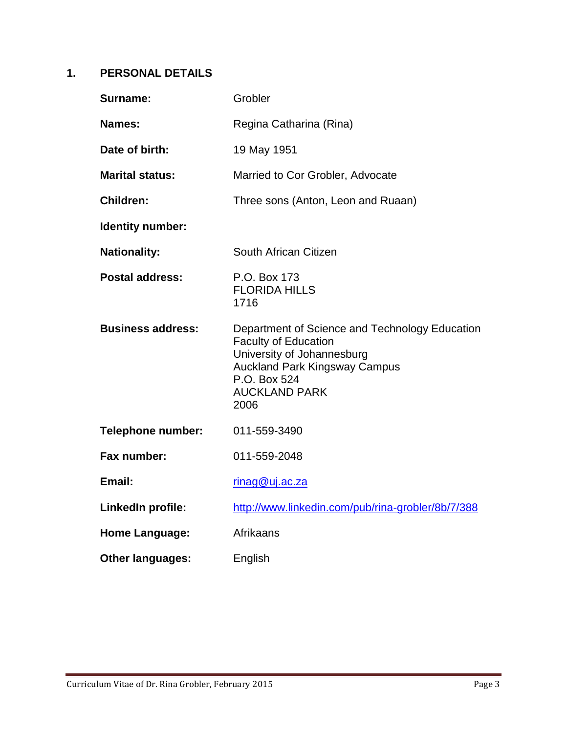## 1. PERSONAL DETAILS

| | |
|---|---|
| **Surname:** | Grobler |
| **Names:** | Regina Catharina (Rina) |
| **Date of birth:** | 19 May 1951 |
| **Marital status:** | Married to Cor Grobler, Advocate |
| **Children:** | Three sons (Anton, Leon and Ruaan) |
| **Identity number:** | |
| **Nationality:** | South African Citizen |
| **Postal address:** | P.O. Box 173<br>FLORIDA HILLS<br>1716 |
| **Business address:** | Department of Science and Technology Education<br>Faculty of Education<br>University of Johannesburg<br>Auckland Park Kingsway Campus<br>P.O. Box 524<br>AUCKLAND PARK<br>2006 |
| **Telephone number:** | 011-559-3490 |
| **Fax number:** | 011-559-2048 |
| **Email:** | rinag@uj.ac.za |
| **LinkedIn profile:** | http://www.linkedin.com/pub/rina-grobler/8b/7/388 |
| **Home Language:** | Afrikaans |
| **Other languages:** | English |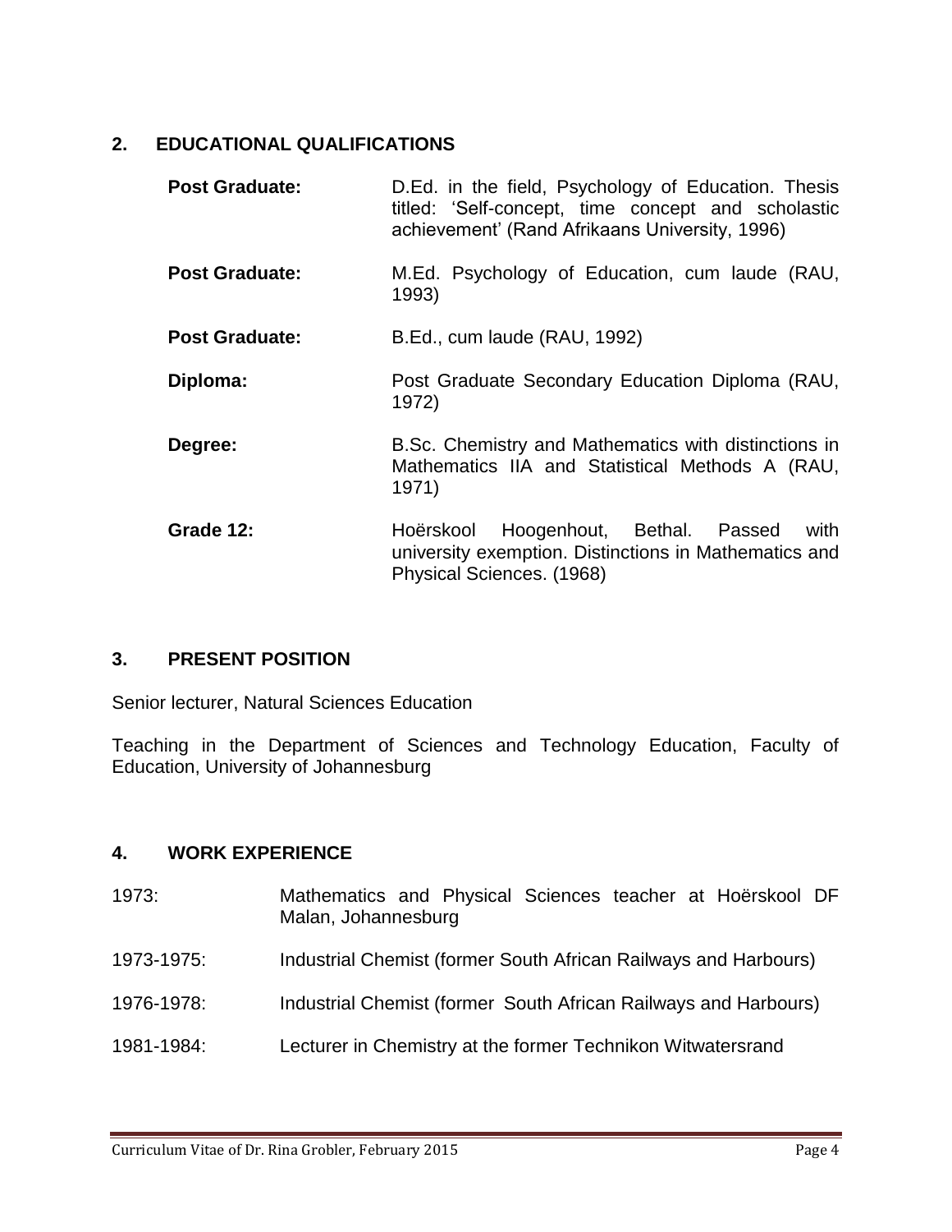## 2. EDUCATIONAL QUALIFICATIONS

| | |
|---|---|
| **Post Graduate:** | D.Ed. in the field, Psychology of Education. Thesis titled: 'Self-concept, time concept and scholastic achievement' (Rand Afrikaans University, 1996) |
| **Post Graduate:** | M.Ed. Psychology of Education, cum laude (RAU, 1993) |
| **Post Graduate:** | B.Ed., cum laude (RAU, 1992) |
| **Diploma:** | Post Graduate Secondary Education Diploma (RAU, 1972) |
| **Degree:** | B.Sc. Chemistry and Mathematics with distinctions in Mathematics IIA and Statistical Methods A (RAU, 1971) |
| **Grade 12:** | Hoërskool Hoogenhout, Bethal. Passed with university exemption. Distinctions in Mathematics and Physical Sciences. (1968) |

## 3. PRESENT POSITION

Senior lecturer, Natural Sciences Education

Teaching in the Department of Sciences and Technology Education, Faculty of Education, University of Johannesburg

## 4. WORK EXPERIENCE

| | |
|---|---|
| 1973: | Mathematics and Physical Sciences teacher at Hoërskool DF Malan, Johannesburg |
| 1973-1975: | Industrial Chemist (former South African Railways and Harbours) |
| 1976-1978: | Industrial Chemist (former South African Railways and Harbours) |
| 1981-1984: | Lecturer in Chemistry at the former Technikon Witwatersrand |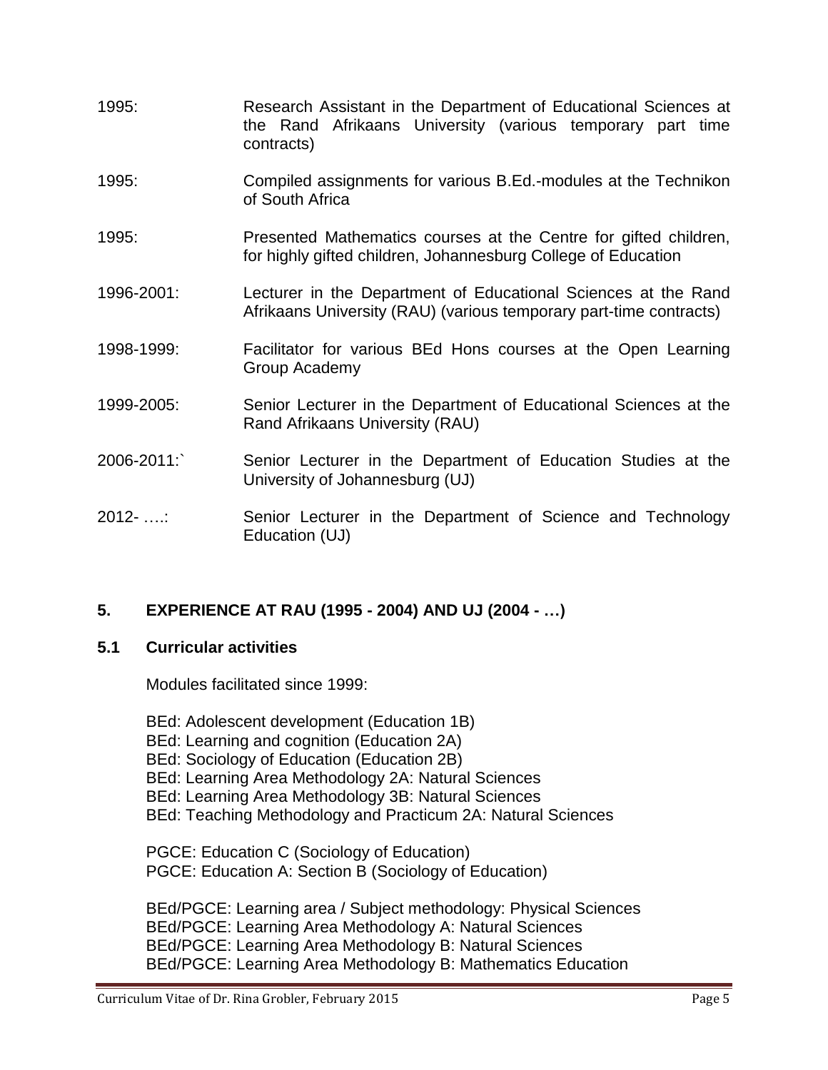1995: Research Assistant in the Department of Educational Sciences at the Rand Afrikaans University (various temporary part time contracts)

1995: Compiled assignments for various B.Ed.-modules at the Technikon of South Africa

1995: Presented Mathematics courses at the Centre for gifted children, for highly gifted children, Johannesburg College of Education

1996-2001: Lecturer in the Department of Educational Sciences at the Rand Afrikaans University (RAU) (various temporary part-time contracts)

1998-1999: Facilitator for various BEd Hons courses at the Open Learning Group Academy

1999-2005: Senior Lecturer in the Department of Educational Sciences at the Rand Afrikaans University (RAU)

2006-2011:` Senior Lecturer in the Department of Education Studies at the University of Johannesburg (UJ)

2012- ….: Senior Lecturer in the Department of Science and Technology Education (UJ)

## 5. EXPERIENCE AT RAU (1995 - 2004) AND UJ (2004 - …)

### 5.1 Curricular activities

Modules facilitated since 1999:

BEd: Adolescent development (Education 1B)
BEd: Learning and cognition (Education 2A)
BEd: Sociology of Education (Education 2B)
BEd: Learning Area Methodology 2A: Natural Sciences
BEd: Learning Area Methodology 3B: Natural Sciences
BEd: Teaching Methodology and Practicum 2A: Natural Sciences

PGCE: Education C (Sociology of Education)
PGCE: Education A: Section B (Sociology of Education)

BEd/PGCE: Learning area / Subject methodology: Physical Sciences
BEd/PGCE: Learning Area Methodology A: Natural Sciences
BEd/PGCE: Learning Area Methodology B: Natural Sciences
BEd/PGCE: Learning Area Methodology B: Mathematics Education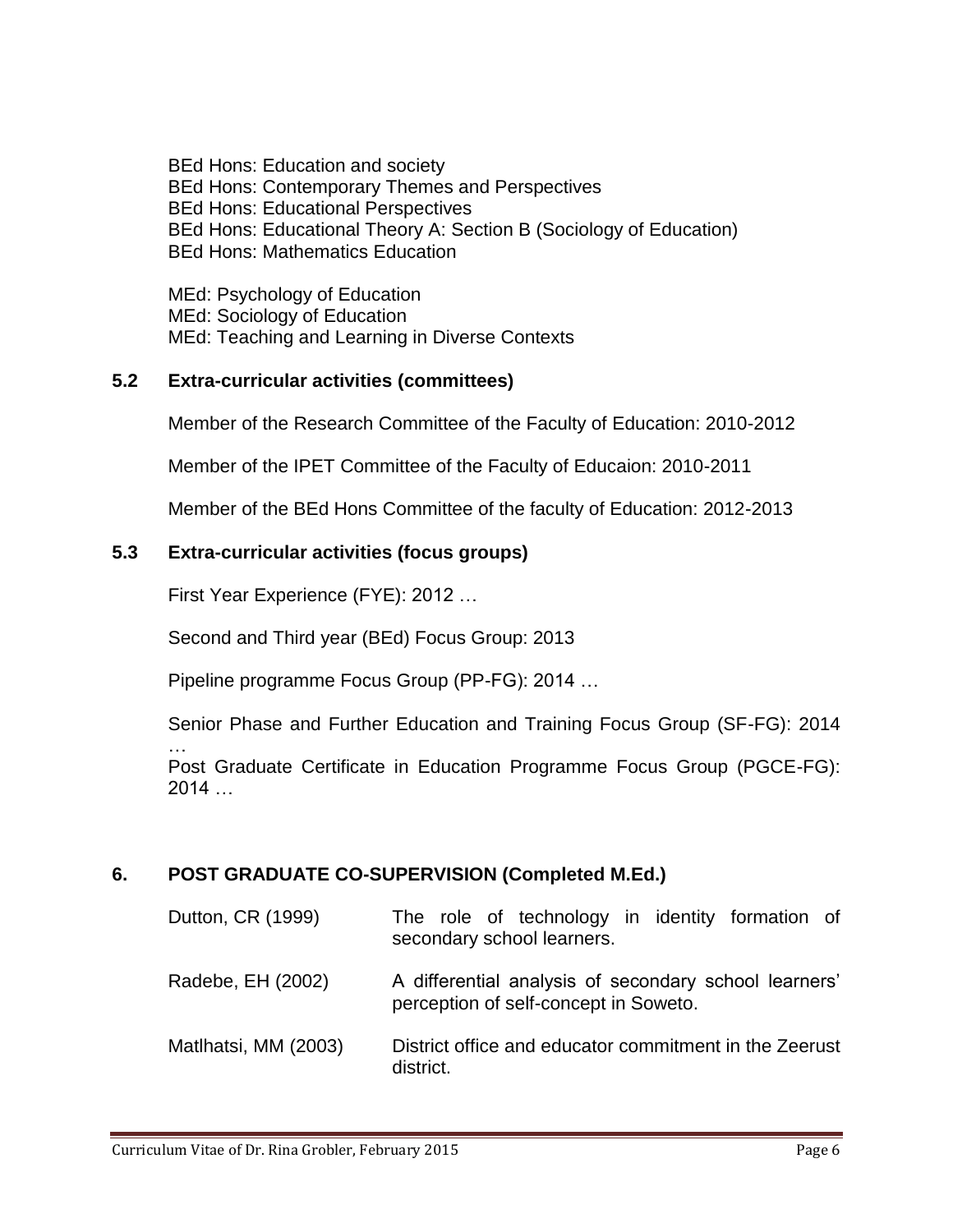BEd Hons: Education and society
BEd Hons: Contemporary Themes and Perspectives
BEd Hons: Educational Perspectives
BEd Hons: Educational Theory A: Section B (Sociology of Education)
BEd Hons: Mathematics Education

MEd: Psychology of Education
MEd: Sociology of Education
MEd: Teaching and Learning in Diverse Contexts

### 5.2 Extra-curricular activities (committees)

Member of the Research Committee of the Faculty of Education: 2010-2012

Member of the IPET Committee of the Faculty of Educaion: 2010-2011

Member of the BEd Hons Committee of the faculty of Education: 2012-2013

### 5.3 Extra-curricular activities (focus groups)

First Year Experience (FYE): 2012 …

Second and Third year (BEd) Focus Group: 2013

Pipeline programme Focus Group (PP-FG): 2014 …

Senior Phase and Further Education and Training Focus Group (SF-FG): 2014 …

Post Graduate Certificate in Education Programme Focus Group (PGCE-FG): 2014 …

## 6. POST GRADUATE CO-SUPERVISION (Completed M.Ed.)

| | |
|---|---|
| Dutton, CR (1999) | The role of technology in identity formation of secondary school learners. |
| Radebe, EH (2002) | A differential analysis of secondary school learners' perception of self-concept in Soweto. |
| Matlhatsi, MM (2003) | District office and educator commitment in the Zeerust district. |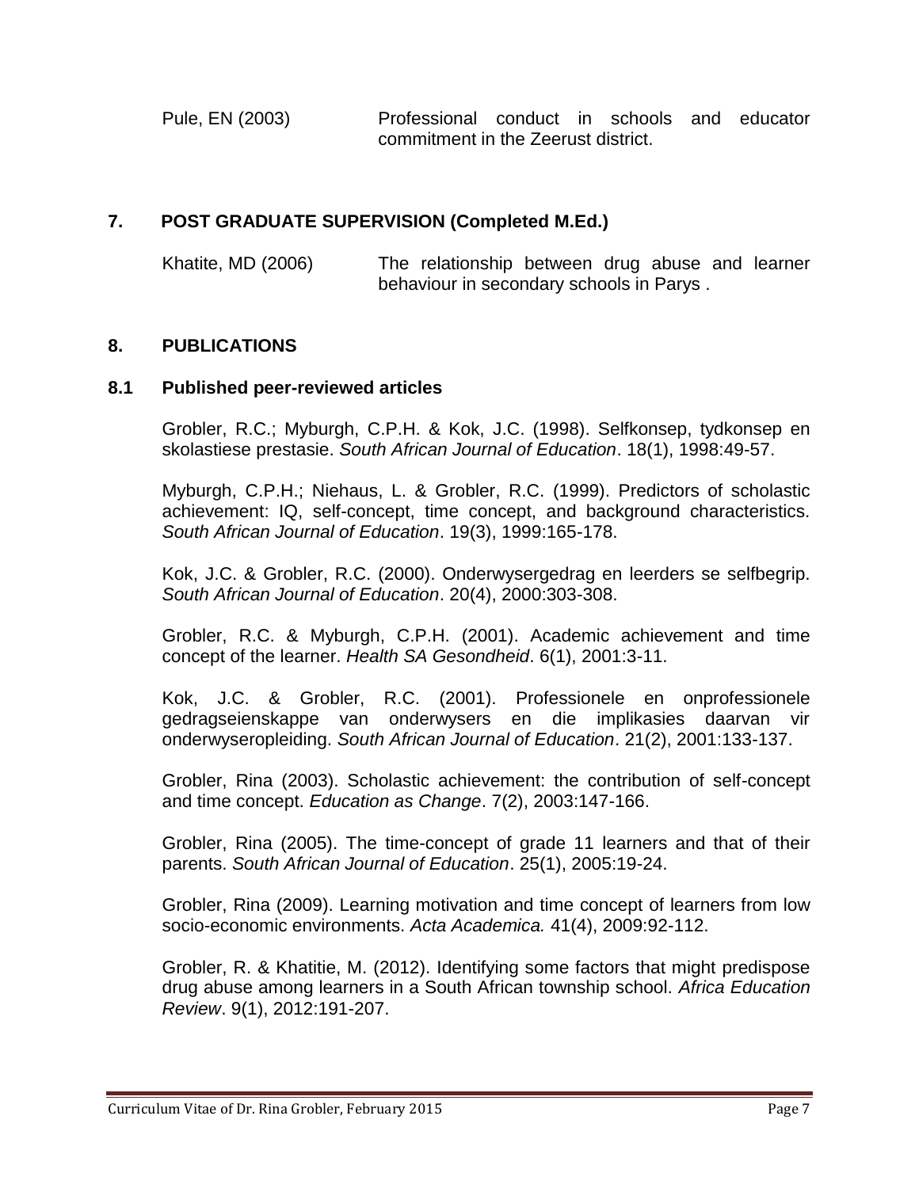| | |
|---|---|
| Pule, EN (2003) | Professional conduct in schools and educator commitment in the Zeerust district. |

## 7. POST GRADUATE SUPERVISION (Completed M.Ed.)

| | |
|---|---|
| Khatite, MD (2006) | The relationship between drug abuse and learner behaviour in secondary schools in Parys . |

## 8. PUBLICATIONS

### 8.1 Published peer-reviewed articles

Grobler, R.C.; Myburgh, C.P.H. & Kok, J.C. (1998). Selfkonsep, tydkonsep en skolastiese prestasie. *South African Journal of Education*. 18(1), 1998:49-57.

Myburgh, C.P.H.; Niehaus, L. & Grobler, R.C. (1999). Predictors of scholastic achievement: IQ, self-concept, time concept, and background characteristics. *South African Journal of Education*. 19(3), 1999:165-178.

Kok, J.C. & Grobler, R.C. (2000). Onderwysergedrag en leerders se selfbegrip. *South African Journal of Education*. 20(4), 2000:303-308.

Grobler, R.C. & Myburgh, C.P.H. (2001). Academic achievement and time concept of the learner. *Health SA Gesondheid*. 6(1), 2001:3-11.

Kok, J.C. & Grobler, R.C. (2001). Professionele en onprofessionele gedragseienskappe van onderwysers en die implikasies daarvan vir onderwyseropleiding. *South African Journal of Education*. 21(2), 2001:133-137.

Grobler, Rina (2003). Scholastic achievement: the contribution of self-concept and time concept. *Education as Change*. 7(2), 2003:147-166.

Grobler, Rina (2005). The time-concept of grade 11 learners and that of their parents. *South African Journal of Education*. 25(1), 2005:19-24.

Grobler, Rina (2009). Learning motivation and time concept of learners from low socio-economic environments. *Acta Academica.* 41(4), 2009:92-112.

Grobler, R. & Khatitie, M. (2012). Identifying some factors that might predispose drug abuse among learners in a South African township school. *Africa Education Review*. 9(1), 2012:191-207.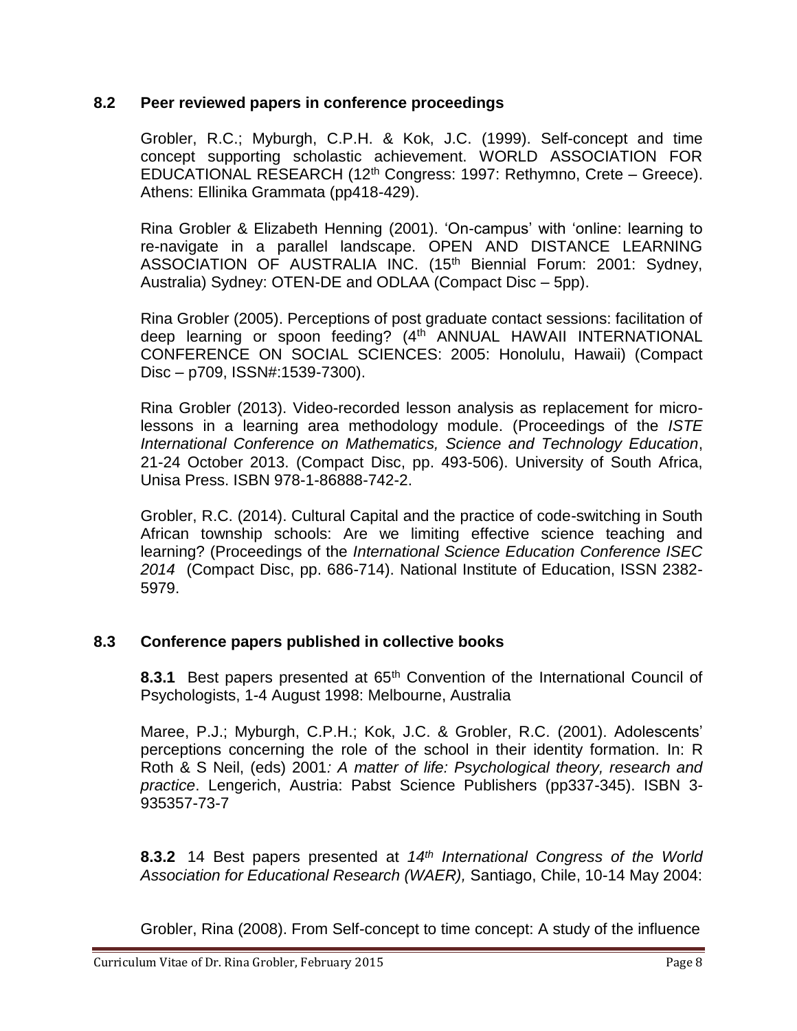## 8.2 Peer reviewed papers in conference proceedings

Grobler, R.C.; Myburgh, C.P.H. & Kok, J.C. (1999). Self-concept and time concept supporting scholastic achievement. WORLD ASSOCIATION FOR EDUCATIONAL RESEARCH (12th Congress: 1997: Rethymno, Crete – Greece). Athens: Ellinika Grammata (pp418-429).

Rina Grobler & Elizabeth Henning (2001). 'On-campus' with 'online: learning to re-navigate in a parallel landscape. OPEN AND DISTANCE LEARNING ASSOCIATION OF AUSTRALIA INC. (15th Biennial Forum: 2001: Sydney, Australia) Sydney: OTEN-DE and ODLAA (Compact Disc – 5pp).

Rina Grobler (2005). Perceptions of post graduate contact sessions: facilitation of deep learning or spoon feeding? (4th ANNUAL HAWAII INTERNATIONAL CONFERENCE ON SOCIAL SCIENCES: 2005: Honolulu, Hawaii) (Compact Disc – p709, ISSN#:1539-7300).

Rina Grobler (2013). Video-recorded lesson analysis as replacement for micro-lessons in a learning area methodology module. (Proceedings of the *ISTE International Conference on Mathematics, Science and Technology Education*, 21-24 October 2013. (Compact Disc, pp. 493-506). University of South Africa, Unisa Press. ISBN 978-1-86888-742-2.

Grobler, R.C. (2014). Cultural Capital and the practice of code-switching in South African township schools: Are we limiting effective science teaching and learning? (Proceedings of the *International Science Education Conference ISEC 2014* (Compact Disc, pp. 686-714). National Institute of Education, ISSN 2382-5979.

## 8.3 Conference papers published in collective books

**8.3.1** Best papers presented at 65th Convention of the International Council of Psychologists, 1-4 August 1998: Melbourne, Australia

Maree, P.J.; Myburgh, C.P.H.; Kok, J.C. & Grobler, R.C. (2001). Adolescents' perceptions concerning the role of the school in their identity formation. In: R Roth & S Neil, (eds) 2001*: A matter of life: Psychological theory, research and practice*. Lengerich, Austria: Pabst Science Publishers (pp337-345). ISBN 3-935357-73-7

**8.3.2** 14 Best papers presented at *14th International Congress of the World Association for Educational Research (WAER),* Santiago, Chile, 10-14 May 2004:

Grobler, Rina (2008). From Self-concept to time concept: A study of the influence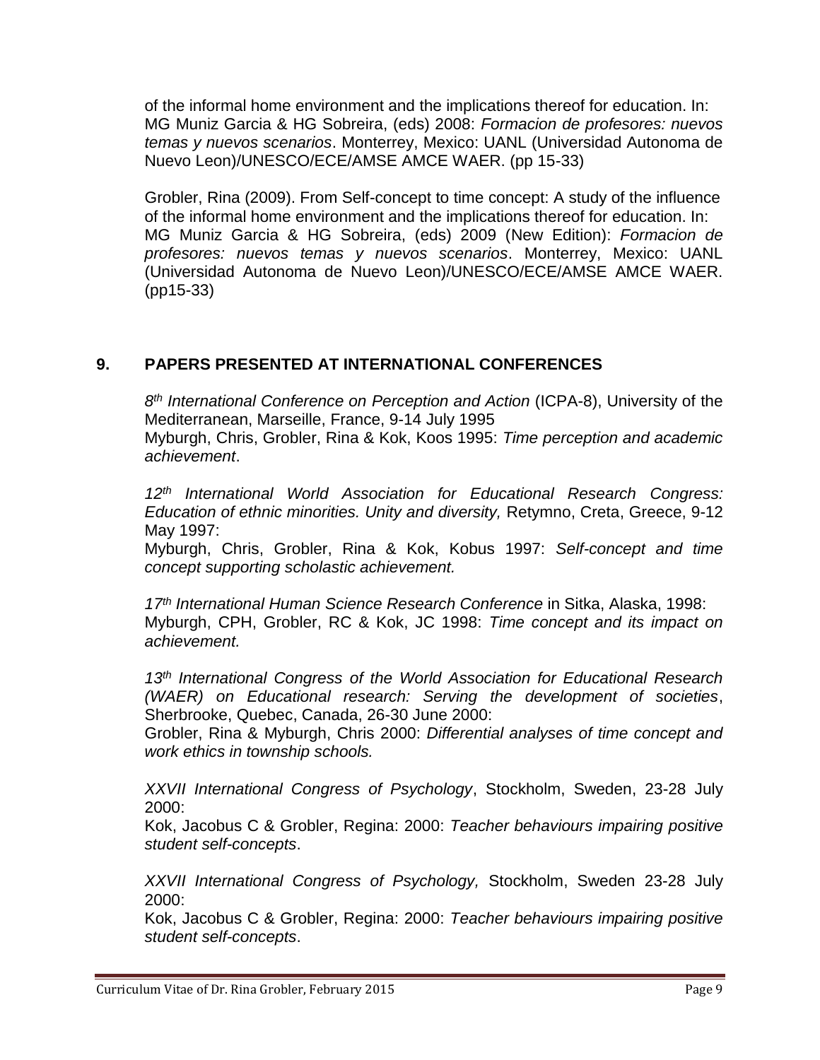of the informal home environment and the implications thereof for education. In: MG Muniz Garcia & HG Sobreira, (eds) 2008: *Formacion de profesores: nuevos temas y nuevos scenarios*. Monterrey, Mexico: UANL (Universidad Autonoma de Nuevo Leon)/UNESCO/ECE/AMSE AMCE WAER. (pp 15-33)

Grobler, Rina (2009). From Self-concept to time concept: A study of the influence of the informal home environment and the implications thereof for education. In: MG Muniz Garcia & HG Sobreira, (eds) 2009 (New Edition): *Formacion de profesores: nuevos temas y nuevos scenarios*. Monterrey, Mexico: UANL (Universidad Autonoma de Nuevo Leon)/UNESCO/ECE/AMSE AMCE WAER. (pp15-33)

## 9. PAPERS PRESENTED AT INTERNATIONAL CONFERENCES

*8th International Conference on Perception and Action* (ICPA-8), University of the Mediterranean, Marseille, France, 9-14 July 1995
Myburgh, Chris, Grobler, Rina & Kok, Koos 1995: *Time perception and academic achievement*.

*12th International World Association for Educational Research Congress: Education of ethnic minorities. Unity and diversity,* Retymno, Creta, Greece, 9-12 May 1997:
Myburgh, Chris, Grobler, Rina & Kok, Kobus 1997: *Self-concept and time concept supporting scholastic achievement.*

*17th International Human Science Research Conference* in Sitka, Alaska, 1998:
Myburgh, CPH, Grobler, RC & Kok, JC 1998: *Time concept and its impact on achievement.*

*13th International Congress of the World Association for Educational Research (WAER) on Educational research: Serving the development of societies*, Sherbrooke, Quebec, Canada, 26-30 June 2000:
Grobler, Rina & Myburgh, Chris 2000: *Differential analyses of time concept and work ethics in township schools.*

*XXVII International Congress of Psychology*, Stockholm, Sweden, 23-28 July 2000:
Kok, Jacobus C & Grobler, Regina: 2000: *Teacher behaviours impairing positive student self-concepts*.

*XXVII International Congress of Psychology,* Stockholm, Sweden 23-28 July 2000:
Kok, Jacobus C & Grobler, Regina: 2000: *Teacher behaviours impairing positive student self-concepts*.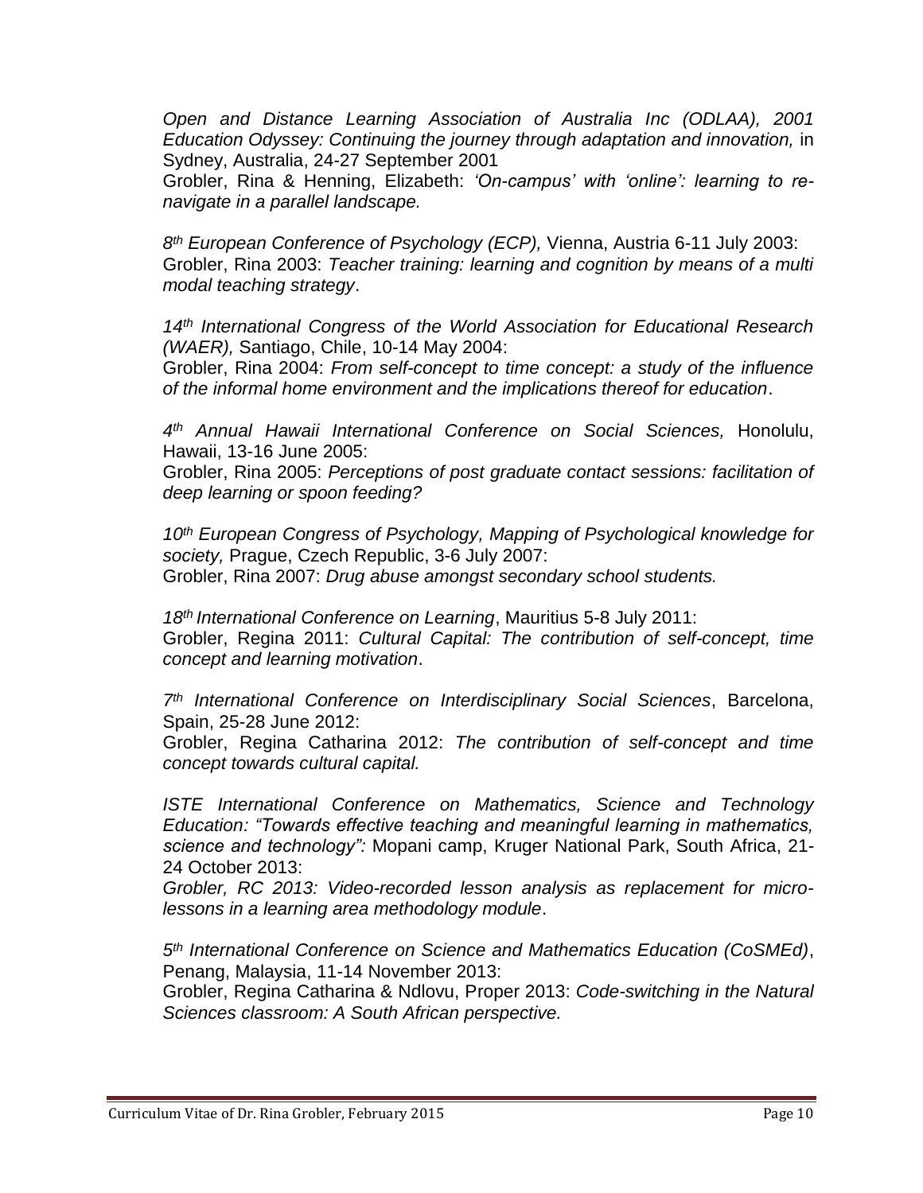*Open and Distance Learning Association of Australia Inc (ODLAA), 2001 Education Odyssey: Continuing the journey through adaptation and innovation,* in Sydney, Australia, 24-27 September 2001
Grobler, Rina & Henning, Elizabeth: *'On-campus' with 'online': learning to re-navigate in a parallel landscape.*

*8th European Conference of Psychology (ECP),* Vienna, Austria 6-11 July 2003:
Grobler, Rina 2003: *Teacher training: learning and cognition by means of a multi modal teaching strategy*.

*14th International Congress of the World Association for Educational Research (WAER),* Santiago, Chile, 10-14 May 2004:
Grobler, Rina 2004: *From self-concept to time concept: a study of the influence of the informal home environment and the implications thereof for education*.

*4th Annual Hawaii International Conference on Social Sciences,* Honolulu, Hawaii, 13-16 June 2005:
Grobler, Rina 2005: *Perceptions of post graduate contact sessions: facilitation of deep learning or spoon feeding?*

*10th European Congress of Psychology, Mapping of Psychological knowledge for society,* Prague, Czech Republic, 3-6 July 2007:
Grobler, Rina 2007: *Drug abuse amongst secondary school students.*

*18th International Conference on Learning*, Mauritius 5-8 July 2011:
Grobler, Regina 2011: *Cultural Capital: The contribution of self-concept, time concept and learning motivation*.

*7th International Conference on Interdisciplinary Social Sciences*, Barcelona, Spain, 25-28 June 2012:
Grobler, Regina Catharina 2012: *The contribution of self-concept and time concept towards cultural capital.*

*ISTE International Conference on Mathematics, Science and Technology Education: "Towards effective teaching and meaningful learning in mathematics, science and technology":* Mopani camp, Kruger National Park, South Africa, 21-24 October 2013:
*Grobler, RC 2013: Video-recorded lesson analysis as replacement for micro-lessons in a learning area methodology module*.

*5th International Conference on Science and Mathematics Education (CoSMEd)*, Penang, Malaysia, 11-14 November 2013:
Grobler, Regina Catharina & Ndlovu, Proper 2013: *Code-switching in the Natural Sciences classroom: A South African perspective.*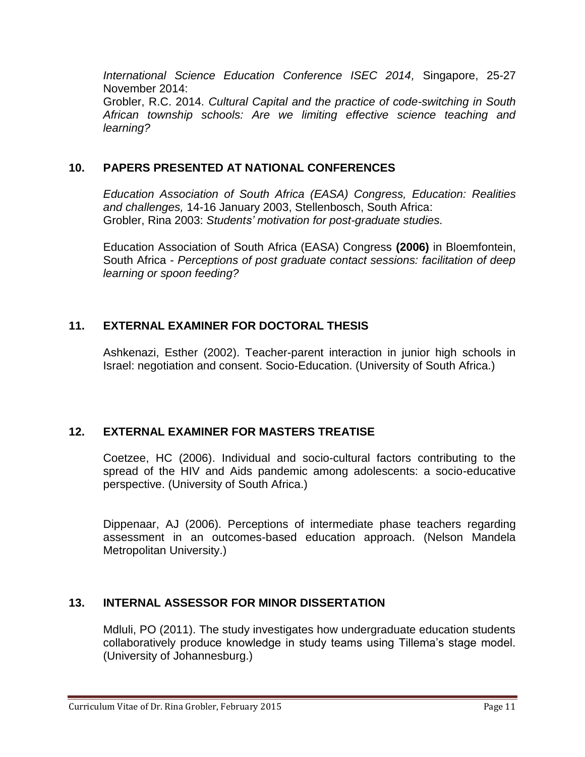*International Science Education Conference ISEC 2014,* Singapore, 25-27 November 2014:
Grobler, R.C. 2014. *Cultural Capital and the practice of code-switching in South African township schools: Are we limiting effective science teaching and learning?*

## 10. PAPERS PRESENTED AT NATIONAL CONFERENCES

*Education Association of South Africa (EASA) Congress, Education: Realities and challenges,* 14-16 January 2003, Stellenbosch, South Africa:
Grobler, Rina 2003: *Students' motivation for post-graduate studies.*

Education Association of South Africa (EASA) Congress **(2006)** in Bloemfontein, South Africa - *Perceptions of post graduate contact sessions: facilitation of deep learning or spoon feeding?*

## 11. EXTERNAL EXAMINER FOR DOCTORAL THESIS

Ashkenazi, Esther (2002). Teacher-parent interaction in junior high schools in Israel: negotiation and consent. Socio-Education. (University of South Africa.)

## 12. EXTERNAL EXAMINER FOR MASTERS TREATISE

Coetzee, HC (2006). Individual and socio-cultural factors contributing to the spread of the HIV and Aids pandemic among adolescents: a socio-educative perspective. (University of South Africa.)

Dippenaar, AJ (2006). Perceptions of intermediate phase teachers regarding assessment in an outcomes-based education approach. (Nelson Mandela Metropolitan University.)

## 13. INTERNAL ASSESSOR FOR MINOR DISSERTATION

Mdluli, PO (2011). The study investigates how undergraduate education students collaboratively produce knowledge in study teams using Tillema's stage model. (University of Johannesburg.)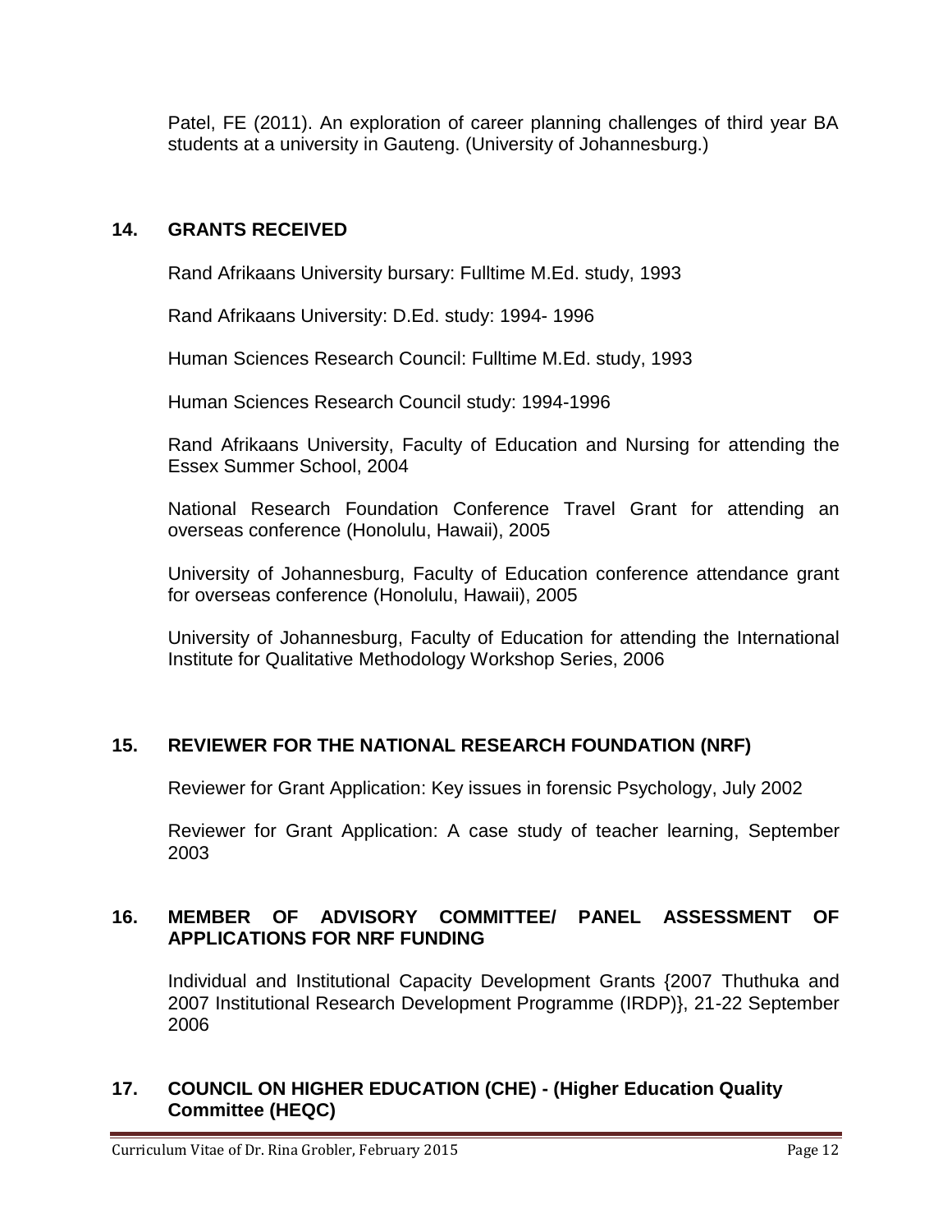Patel, FE (2011). An exploration of career planning challenges of third year BA students at a university in Gauteng. (University of Johannesburg.)

## 14. GRANTS RECEIVED

Rand Afrikaans University bursary: Fulltime M.Ed. study, 1993

Rand Afrikaans University: D.Ed. study: 1994- 1996

Human Sciences Research Council: Fulltime M.Ed. study, 1993

Human Sciences Research Council study: 1994-1996

Rand Afrikaans University, Faculty of Education and Nursing for attending the Essex Summer School, 2004

National Research Foundation Conference Travel Grant for attending an overseas conference (Honolulu, Hawaii), 2005

University of Johannesburg, Faculty of Education conference attendance grant for overseas conference (Honolulu, Hawaii), 2005

University of Johannesburg, Faculty of Education for attending the International Institute for Qualitative Methodology Workshop Series, 2006

## 15. REVIEWER FOR THE NATIONAL RESEARCH FOUNDATION (NRF)

Reviewer for Grant Application: Key issues in forensic Psychology, July 2002

Reviewer for Grant Application: A case study of teacher learning, September 2003

## 16. MEMBER OF ADVISORY COMMITTEE/ PANEL ASSESSMENT OF APPLICATIONS FOR NRF FUNDING

Individual and Institutional Capacity Development Grants {2007 Thuthuka and 2007 Institutional Research Development Programme (IRDP)}, 21-22 September 2006

## 17. COUNCIL ON HIGHER EDUCATION (CHE) - (Higher Education Quality Committee (HEQC)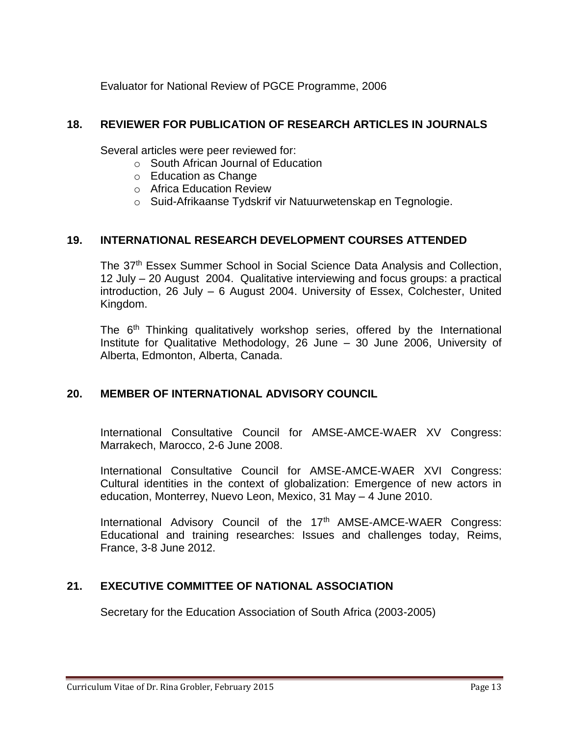Evaluator for National Review of PGCE Programme, 2006

## 18. REVIEWER FOR PUBLICATION OF RESEARCH ARTICLES IN JOURNALS

Several articles were peer reviewed for:

- South African Journal of Education
- Education as Change
- Africa Education Review
- Suid-Afrikaanse Tydskrif vir Natuurwetenskap en Tegnologie.

## 19. INTERNATIONAL RESEARCH DEVELOPMENT COURSES ATTENDED

The 37th Essex Summer School in Social Science Data Analysis and Collection, 12 July – 20 August 2004. Qualitative interviewing and focus groups: a practical introduction, 26 July – 6 August 2004. University of Essex, Colchester, United Kingdom.

The 6th Thinking qualitatively workshop series, offered by the International Institute for Qualitative Methodology, 26 June – 30 June 2006, University of Alberta, Edmonton, Alberta, Canada.

## 20. MEMBER OF INTERNATIONAL ADVISORY COUNCIL

International Consultative Council for AMSE-AMCE-WAER XV Congress: Marrakech, Marocco, 2-6 June 2008.

International Consultative Council for AMSE-AMCE-WAER XVI Congress: Cultural identities in the context of globalization: Emergence of new actors in education, Monterrey, Nuevo Leon, Mexico, 31 May – 4 June 2010.

International Advisory Council of the 17th AMSE-AMCE-WAER Congress: Educational and training researches: Issues and challenges today, Reims, France, 3-8 June 2012.

## 21. EXECUTIVE COMMITTEE OF NATIONAL ASSOCIATION

Secretary for the Education Association of South Africa (2003-2005)